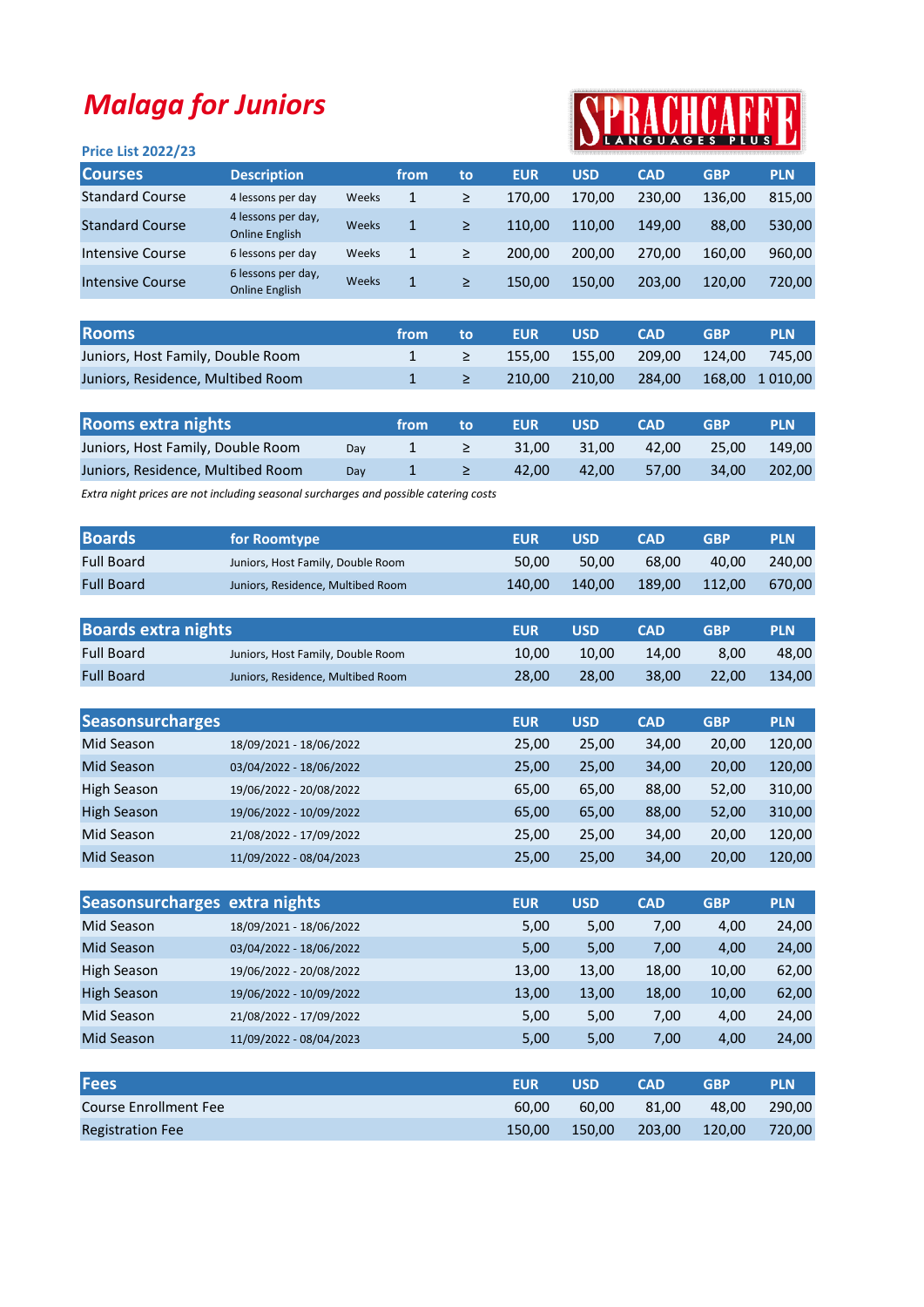# Malaga for Juniors

SPRACHCAFFE LANGUAGES PLUS

**Price List 2022/23**

| Courses | Description | | from | to | EUR | USD | CAD | GBP | PLN |
|---|---|---|---|---|---|---|---|---|---|
| Standard Course | 4 lessons per day | Weeks | 1 | ≥ | 170,00 | 170,00 | 230,00 | 136,00 | 815,00 |
| Standard Course | 4 lessons per day, Online English | Weeks | 1 | ≥ | 110,00 | 110,00 | 149,00 | 88,00 | 530,00 |
| Intensive Course | 6 lessons per day | Weeks | 1 | ≥ | 200,00 | 200,00 | 270,00 | 160,00 | 960,00 |
| Intensive Course | 6 lessons per day, Online English | Weeks | 1 | ≥ | 150,00 | 150,00 | 203,00 | 120,00 | 720,00 |

| Rooms | from | to | EUR | USD | CAD | GBP | PLN |
|---|---|---|---|---|---|---|---|
| Juniors, Host Family, Double Room | 1 | ≥ | 155,00 | 155,00 | 209,00 | 124,00 | 745,00 |
| Juniors, Residence, Multibed Room | 1 | ≥ | 210,00 | 210,00 | 284,00 | 168,00 | 1 010,00 |

| Rooms extra nights | | from | to | EUR | USD | CAD | GBP | PLN |
|---|---|---|---|---|---|---|---|---|
| Juniors, Host Family, Double Room | Day | 1 | ≥ | 31,00 | 31,00 | 42,00 | 25,00 | 149,00 |
| Juniors, Residence, Multibed Room | Day | 1 | ≥ | 42,00 | 42,00 | 57,00 | 34,00 | 202,00 |

*Extra night prices are not including seasonal surcharges and possible catering costs*

| Boards | for Roomtype | EUR | USD | CAD | GBP | PLN |
|---|---|---|---|---|---|---|
| Full Board | Juniors, Host Family, Double Room | 50,00 | 50,00 | 68,00 | 40,00 | 240,00 |
| Full Board | Juniors, Residence, Multibed Room | 140,00 | 140,00 | 189,00 | 112,00 | 670,00 |

| Boards extra nights | | EUR | USD | CAD | GBP | PLN |
|---|---|---|---|---|---|---|
| Full Board | Juniors, Host Family, Double Room | 10,00 | 10,00 | 14,00 | 8,00 | 48,00 |
| Full Board | Juniors, Residence, Multibed Room | 28,00 | 28,00 | 38,00 | 22,00 | 134,00 |

| Seasonsurcharges | | EUR | USD | CAD | GBP | PLN |
|---|---|---|---|---|---|---|
| Mid Season | 18/09/2021 - 18/06/2022 | 25,00 | 25,00 | 34,00 | 20,00 | 120,00 |
| Mid Season | 03/04/2022 - 18/06/2022 | 25,00 | 25,00 | 34,00 | 20,00 | 120,00 |
| High Season | 19/06/2022 - 20/08/2022 | 65,00 | 65,00 | 88,00 | 52,00 | 310,00 |
| High Season | 19/06/2022 - 10/09/2022 | 65,00 | 65,00 | 88,00 | 52,00 | 310,00 |
| Mid Season | 21/08/2022 - 17/09/2022 | 25,00 | 25,00 | 34,00 | 20,00 | 120,00 |
| Mid Season | 11/09/2022 - 08/04/2023 | 25,00 | 25,00 | 34,00 | 20,00 | 120,00 |

| Seasonsurcharges | extra nights | EUR | USD | CAD | GBP | PLN |
|---|---|---|---|---|---|---|
| Mid Season | 18/09/2021 - 18/06/2022 | 5,00 | 5,00 | 7,00 | 4,00 | 24,00 |
| Mid Season | 03/04/2022 - 18/06/2022 | 5,00 | 5,00 | 7,00 | 4,00 | 24,00 |
| High Season | 19/06/2022 - 20/08/2022 | 13,00 | 13,00 | 18,00 | 10,00 | 62,00 |
| High Season | 19/06/2022 - 10/09/2022 | 13,00 | 13,00 | 18,00 | 10,00 | 62,00 |
| Mid Season | 21/08/2022 - 17/09/2022 | 5,00 | 5,00 | 7,00 | 4,00 | 24,00 |
| Mid Season | 11/09/2022 - 08/04/2023 | 5,00 | 5,00 | 7,00 | 4,00 | 24,00 |

| Fees | EUR | USD | CAD | GBP | PLN |
|---|---|---|---|---|---|
| Course Enrollment Fee | 60,00 | 60,00 | 81,00 | 48,00 | 290,00 |
| Registration Fee | 150,00 | 150,00 | 203,00 | 120,00 | 720,00 |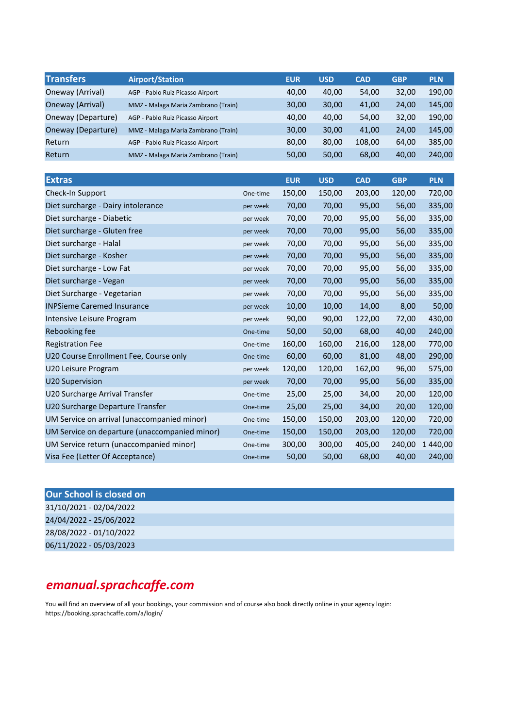| Transfers | Airport/Station | EUR | USD | CAD | GBP | PLN |
|---|---|---|---|---|---|---|
| Oneway (Arrival) | AGP - Pablo Ruiz Picasso Airport | 40,00 | 40,00 | 54,00 | 32,00 | 190,00 |
| Oneway (Arrival) | MMZ - Malaga Maria Zambrano (Train) | 30,00 | 30,00 | 41,00 | 24,00 | 145,00 |
| Oneway (Departure) | AGP - Pablo Ruiz Picasso Airport | 40,00 | 40,00 | 54,00 | 32,00 | 190,00 |
| Oneway (Departure) | MMZ - Malaga Maria Zambrano (Train) | 30,00 | 30,00 | 41,00 | 24,00 | 145,00 |
| Return | AGP - Pablo Ruiz Picasso Airport | 80,00 | 80,00 | 108,00 | 64,00 | 385,00 |
| Return | MMZ - Malaga Maria Zambrano (Train) | 50,00 | 50,00 | 68,00 | 40,00 | 240,00 |

| Extras | | EUR | USD | CAD | GBP | PLN |
|---|---|---|---|---|---|---|
| Check-In Support | One-time | 150,00 | 150,00 | 203,00 | 120,00 | 720,00 |
| Diet surcharge - Dairy intolerance | per week | 70,00 | 70,00 | 95,00 | 56,00 | 335,00 |
| Diet surcharge - Diabetic | per week | 70,00 | 70,00 | 95,00 | 56,00 | 335,00 |
| Diet surcharge - Gluten free | per week | 70,00 | 70,00 | 95,00 | 56,00 | 335,00 |
| Diet surcharge - Halal | per week | 70,00 | 70,00 | 95,00 | 56,00 | 335,00 |
| Diet surcharge - Kosher | per week | 70,00 | 70,00 | 95,00 | 56,00 | 335,00 |
| Diet surcharge - Low Fat | per week | 70,00 | 70,00 | 95,00 | 56,00 | 335,00 |
| Diet surcharge - Vegan | per week | 70,00 | 70,00 | 95,00 | 56,00 | 335,00 |
| Diet Surcharge - Vegetarian | per week | 70,00 | 70,00 | 95,00 | 56,00 | 335,00 |
| INPSieme Caremed Insurance | per week | 10,00 | 10,00 | 14,00 | 8,00 | 50,00 |
| Intensive Leisure Program | per week | 90,00 | 90,00 | 122,00 | 72,00 | 430,00 |
| Rebooking fee | One-time | 50,00 | 50,00 | 68,00 | 40,00 | 240,00 |
| Registration Fee | One-time | 160,00 | 160,00 | 216,00 | 128,00 | 770,00 |
| U20 Course Enrollment Fee, Course only | One-time | 60,00 | 60,00 | 81,00 | 48,00 | 290,00 |
| U20 Leisure Program | per week | 120,00 | 120,00 | 162,00 | 96,00 | 575,00 |
| U20 Supervision | per week | 70,00 | 70,00 | 95,00 | 56,00 | 335,00 |
| U20 Surcharge Arrival Transfer | One-time | 25,00 | 25,00 | 34,00 | 20,00 | 120,00 |
| U20 Surcharge Departure Transfer | One-time | 25,00 | 25,00 | 34,00 | 20,00 | 120,00 |
| UM Service on arrival (unaccompanied minor) | One-time | 150,00 | 150,00 | 203,00 | 120,00 | 720,00 |
| UM Service on departure (unaccompanied minor) | One-time | 150,00 | 150,00 | 203,00 | 120,00 | 720,00 |
| UM Service return (unaccompanied minor) | One-time | 300,00 | 300,00 | 405,00 | 240,00 | 1 440,00 |
| Visa Fee (Letter Of Acceptance) | One-time | 50,00 | 50,00 | 68,00 | 40,00 | 240,00 |

| Our School is closed on |
|---|
| 31/10/2021 - 02/04/2022 |
| 24/04/2022 - 25/06/2022 |
| 28/08/2022 - 01/10/2022 |
| 06/11/2022 - 05/03/2023 |

## *emanual.sprachcaffe.com*

You will find an overview of all your bookings, your commission and of course also book directly online in your agency login:
https://booking.sprachcaffe.com/a/login/